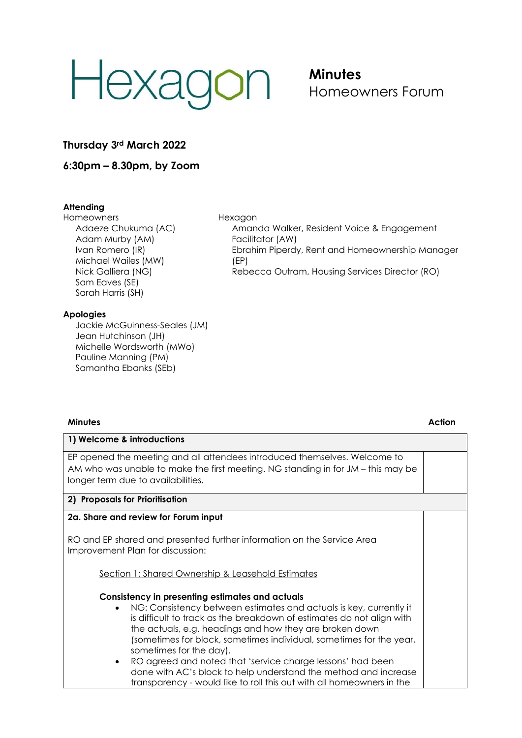# Hexagon

**Minutes**
Homeowners Forum

**Thursday 3rd March 2022**

**6:30pm – 8.30pm, by Zoom**

**Attending**

Homeowners
- Adaeze Chukuma (AC)
- Adam Murby (AM)
- Ivan Romero (IR)
- Michael Wailes (MW)
- Nick Galliera (NG)
- Sam Eaves (SE)
- Sarah Harris (SH)

Hexagon
- Amanda Walker, Resident Voice & Engagement Facilitator (AW)
- Ebrahim Piperdy, Rent and Homeownership Manager (EP)
- Rebecca Outram, Housing Services Director (RO)

**Apologies**
- Jackie McGuinness-Seales (JM)
- Jean Hutchinson (JH)
- Michelle Wordsworth (MWo)
- Pauline Manning (PM)
- Samantha Ebanks (SEb)

| **Minutes** | **Action** |
|---|---|
| **1) Welcome & introductions** | |
| EP opened the meeting and all attendees introduced themselves. Welcome to AM who was unable to make the first meeting. NG standing in for JM – this may be longer term due to availabilities. | |
| **2) Proposals for Prioritisation** | |
| **2a. Share and review for Forum input**<br><br>RO and EP shared and presented further information on the Service Area Improvement Plan for discussion:<br><br><u>Section 1: Shared Ownership & Leasehold Estimates</u><br><br>**Consistency in presenting estimates and actuals**<br>• NG: Consistency between estimates and actuals is key, currently it is difficult to track as the breakdown of estimates do not align with the actuals, e.g. headings and how they are broken down (sometimes for block, sometimes individual, sometimes for the year, sometimes for the day).<br>• RO agreed and noted that 'service charge lessons' had been done with AC's block to help understand the method and increase transparency - would like to roll this out with all homeowners in the | |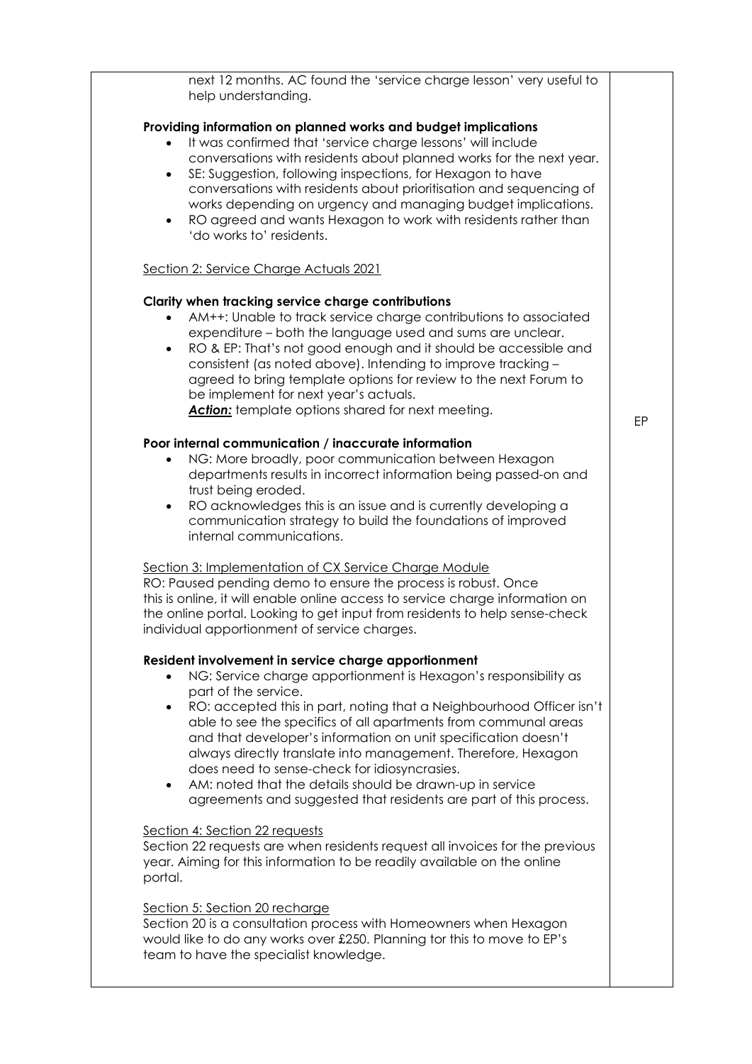| | |
|---|---|
| next 12 months. AC found the 'service charge lesson' very useful to help understanding.<br><br>**Providing information on planned works and budget implications**<br>• It was confirmed that 'service charge lessons' will include conversations with residents about planned works for the next year.<br>• SE: Suggestion, following inspections, for Hexagon to have conversations with residents about prioritisation and sequencing of works depending on urgency and managing budget implications.<br>• RO agreed and wants Hexagon to work with residents rather than 'do works to' residents.<br><br><u>Section 2: Service Charge Actuals 2021</u><br><br>**Clarity when tracking service charge contributions**<br>• AM++: Unable to track service charge contributions to associated expenditure – both the language used and sums are unclear.<br>• RO & EP: That's not good enough and it should be accessible and consistent (as noted above). Intending to improve tracking – agreed to bring template options for review to the next Forum to be implement for next year's actuals.<br>***Action:*** template options shared for next meeting. | EP |
| **Poor internal communication / inaccurate information**<br>• NG: More broadly, poor communication between Hexagon departments results in incorrect information being passed-on and trust being eroded.<br>• RO acknowledges this is an issue and is currently developing a communication strategy to build the foundations of improved internal communications.<br><br><u>Section 3: Implementation of CX Service Charge Module</u><br>RO: Paused pending demo to ensure the process is robust. Once this is online, it will enable online access to service charge information on the online portal. Looking to get input from residents to help sense-check individual apportionment of service charges.<br><br>**Resident involvement in service charge apportionment**<br>• NG: Service charge apportionment is Hexagon's responsibility as part of the service.<br>• RO: accepted this in part, noting that a Neighbourhood Officer isn't able to see the specifics of all apartments from communal areas and that developer's information on unit specification doesn't always directly translate into management. Therefore, Hexagon does need to sense-check for idiosyncrasies.<br>• AM: noted that the details should be drawn-up in service agreements and suggested that residents are part of this process.<br><br><u>Section 4: Section 22 requests</u><br>Section 22 requests are when residents request all invoices for the previous year. Aiming for this information to be readily available on the online portal.<br><br><u>Section 5: Section 20 recharge</u><br>Section 20 is a consultation process with Homeowners when Hexagon would like to do any works over £250. Planning tor this to move to EP's team to have the specialist knowledge. | |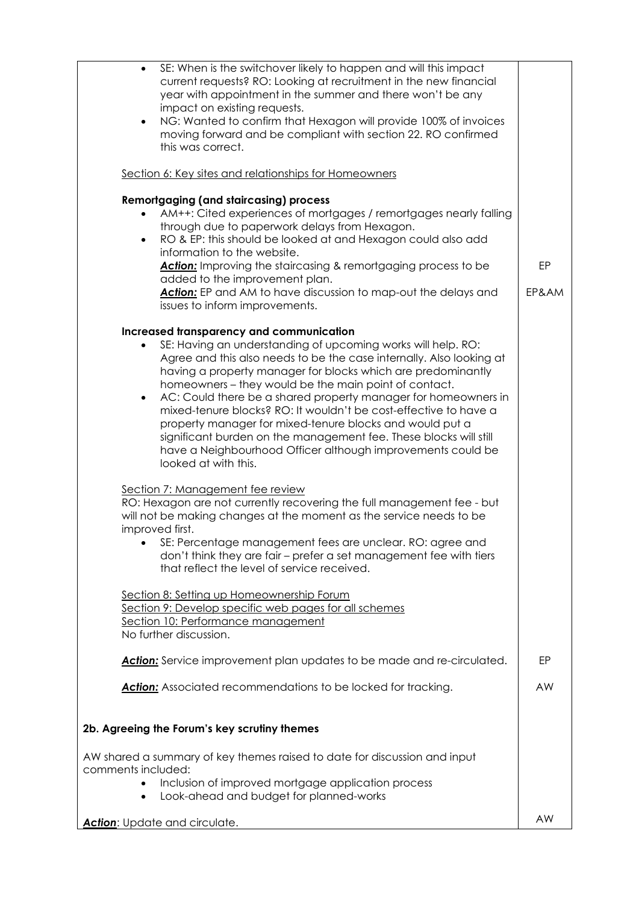| | |
|---|---|
| - SE: When is the switchover likely to happen and will this impact current requests? RO: Looking at recruitment in the new financial year with appointment in the summer and there won't be any impact on existing requests.<br>- NG: Wanted to confirm that Hexagon will provide 100% of invoices moving forward and be compliant with section 22. RO confirmed this was correct. | |
| <u>Section 6: Key sites and relationships for Homeowners</u> | |
| **Remortgaging (and staircasing) process**<br>- AM++: Cited experiences of mortgages / remortgages nearly falling through due to paperwork delays from Hexagon.<br>- RO & EP: this should be looked at and Hexagon could also add information to the website. | |
| ***Action:*** Improving the staircasing & remortgaging process to be added to the improvement plan. | EP |
| ***Action:*** EP and AM to have discussion to map-out the delays and issues to inform improvements. | EP&AM |
| **Increased transparency and communication**<br>- SE: Having an understanding of upcoming works will help. RO: Agree and this also needs to be the case internally. Also looking at having a property manager for blocks which are predominantly homeowners – they would be the main point of contact.<br>- AC: Could there be a shared property manager for homeowners in mixed-tenure blocks? RO: It wouldn't be cost-effective to have a property manager for mixed-tenure blocks and would put a significant burden on the management fee. These blocks will still have a Neighbourhood Officer although improvements could be looked at with this. | |
| <u>Section 7: Management fee review</u><br>RO: Hexagon are not currently recovering the full management fee - but will not be making changes at the moment as the service needs to be improved first.<br>- SE: Percentage management fees are unclear. RO: agree and don't think they are fair – prefer a set management fee with tiers that reflect the level of service received. | |
| <u>Section 8: Setting up Homeownership Forum</u><br><u>Section 9: Develop specific web pages for all schemes</u><br><u>Section 10: Performance management</u><br>No further discussion. | |
| ***Action:*** Service improvement plan updates to be made and re-circulated. | EP |
| ***Action:*** Associated recommendations to be locked for tracking. | AW |
| **2b. Agreeing the Forum's key scrutiny themes** | |
| AW shared a summary of key themes raised to date for discussion and input comments included:<br>- Inclusion of improved mortgage application process<br>- Look-ahead and budget for planned-works | |
| ***Action***: Update and circulate. | AW |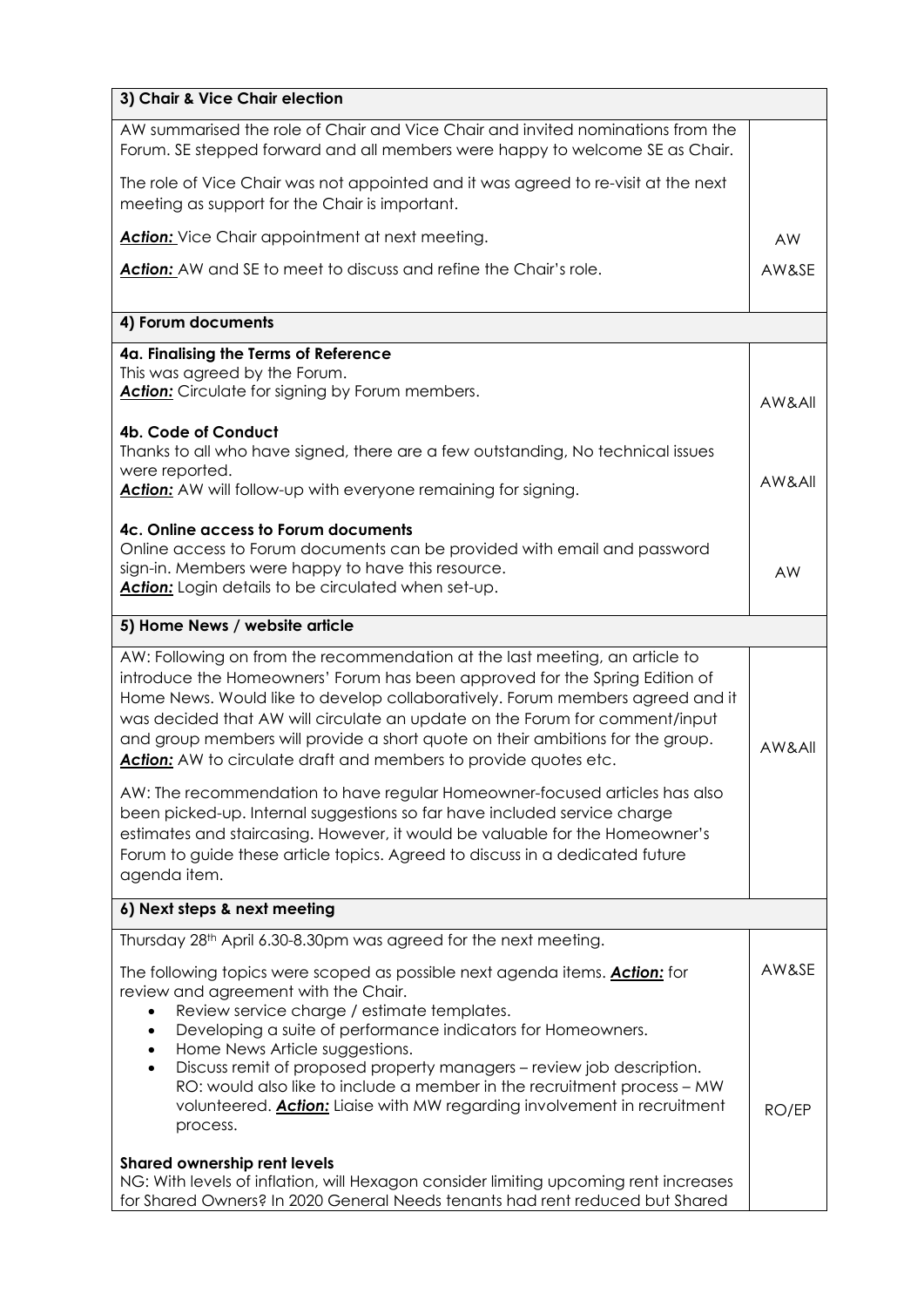| 3) Chair & Vice Chair election | |
|---|---|
| AW summarised the role of Chair and Vice Chair and invited nominations from the Forum. SE stepped forward and all members were happy to welcome SE as Chair.<br><br>The role of Vice Chair was not appointed and it was agreed to re-visit at the next meeting as support for the Chair is important.<br><br>***Action:*** Vice Chair appointment at next meeting.<br><br>***Action:*** AW and SE to meet to discuss and refine the Chair's role. | <br><br><br><br><br>AW<br><br>AW&SE |
| **4) Forum documents** | |
| **4a. Finalising the Terms of Reference**<br>This was agreed by the Forum.<br>***Action:*** Circulate for signing by Forum members.<br><br>**4b. Code of Conduct**<br>Thanks to all who have signed, there are a few outstanding, No technical issues were reported.<br>***Action:*** AW will follow-up with everyone remaining for signing.<br><br>**4c. Online access to Forum documents**<br>Online access to Forum documents can be provided with email and password sign-in. Members were happy to have this resource.<br>***Action:*** Login details to be circulated when set-up. | <br><br>AW&All<br><br><br><br>AW&All<br><br><br><br>AW |
| **5) Home News / website article** | |
| AW: Following on from the recommendation at the last meeting, an article to introduce the Homeowners' Forum has been approved for the Spring Edition of Home News. Would like to develop collaboratively. Forum members agreed and it was decided that AW will circulate an update on the Forum for comment/input and group members will provide a short quote on their ambitions for the group.<br>***Action:*** AW to circulate draft and members to provide quotes etc.<br><br>AW: The recommendation to have regular Homeowner-focused articles has also been picked-up. Internal suggestions so far have included service charge estimates and staircasing. However, it would be valuable for the Homeowner's Forum to guide these article topics. Agreed to discuss in a dedicated future agenda item. | AW&All |
| **6) Next steps & next meeting** | |
| Thursday 28th April 6.30-8.30pm was agreed for the next meeting.<br><br>The following topics were scoped as possible next agenda items. ***Action:*** for review and agreement with the Chair.<br>• Review service charge / estimate templates.<br>• Developing a suite of performance indicators for Homeowners.<br>• Home News Article suggestions.<br>• Discuss remit of proposed property managers – review job description. RO: would also like to include a member in the recruitment process – MW volunteered. ***Action:*** Liaise with MW regarding involvement in recruitment process.<br><br>**Shared ownership rent levels**<br>NG: With levels of inflation, will Hexagon consider limiting upcoming rent increases for Shared Owners? In 2020 General Needs tenants had rent reduced but Shared | AW&SE<br><br><br><br><br><br>RO/EP |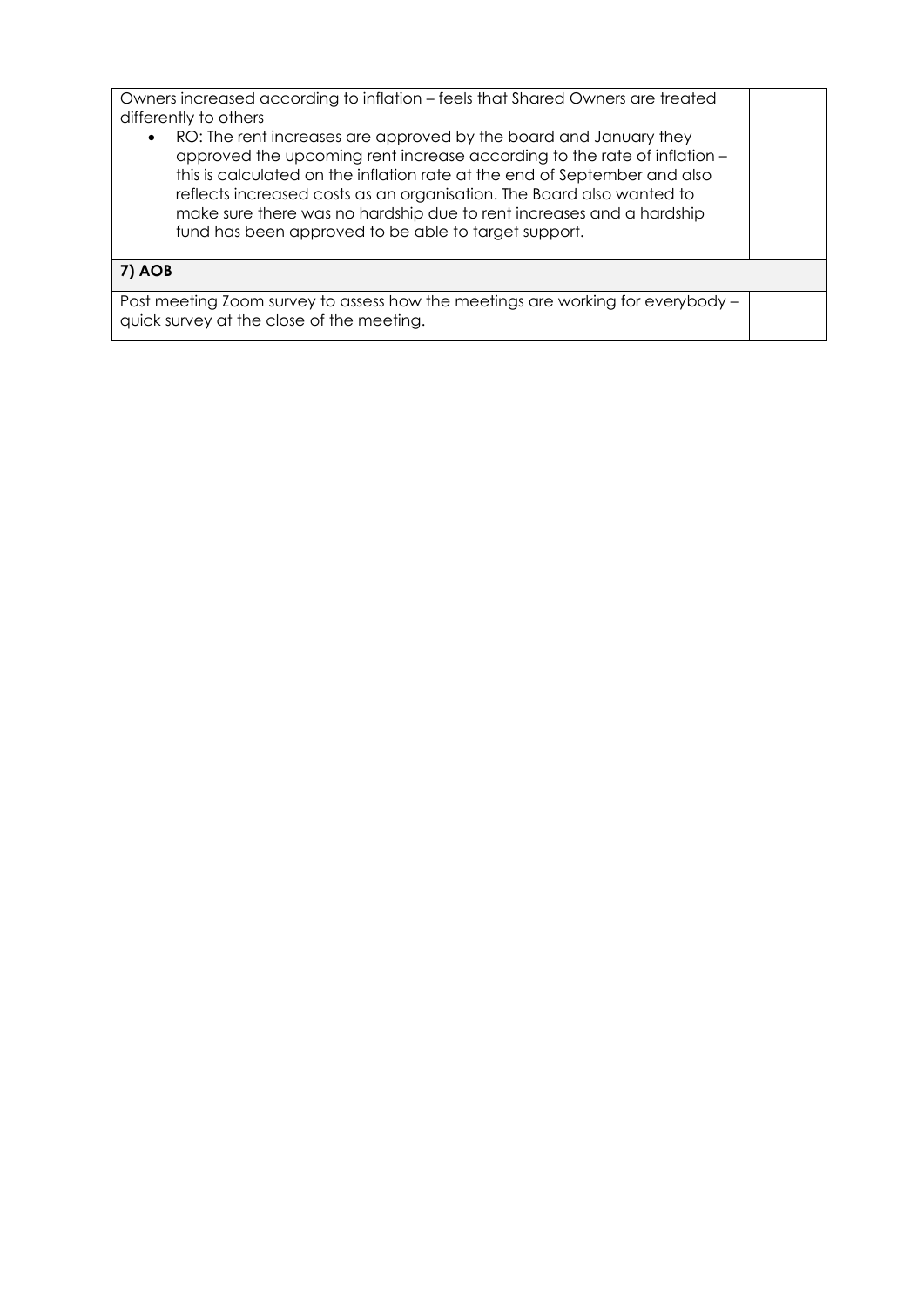| | |
|---|---|
| Owners increased according to inflation – feels that Shared Owners are treated differently to others<br>• RO: The rent increases are approved by the board and January they approved the upcoming rent increase according to the rate of inflation – this is calculated on the inflation rate at the end of September and also reflects increased costs as an organisation. The Board also wanted to make sure there was no hardship due to rent increases and a hardship fund has been approved to be able to target support. | |
| **7) AOB** | |
| Post meeting Zoom survey to assess how the meetings are working for everybody – quick survey at the close of the meeting. | |